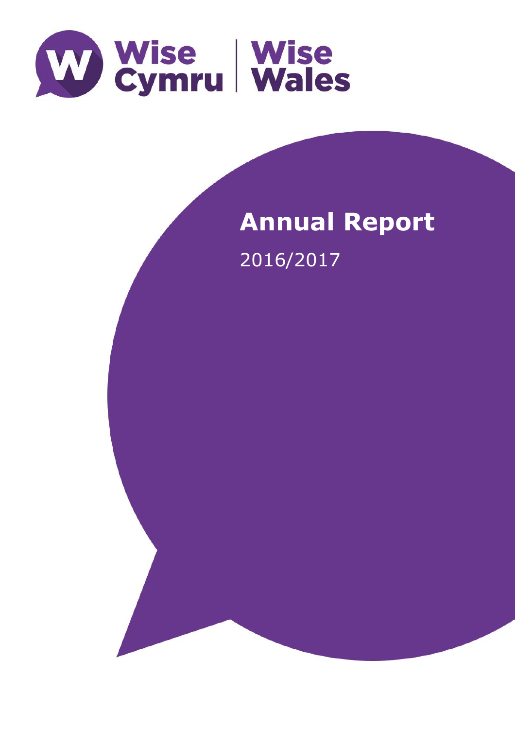Wise Cymru | Wise Wales

# Annual Report

2016/2017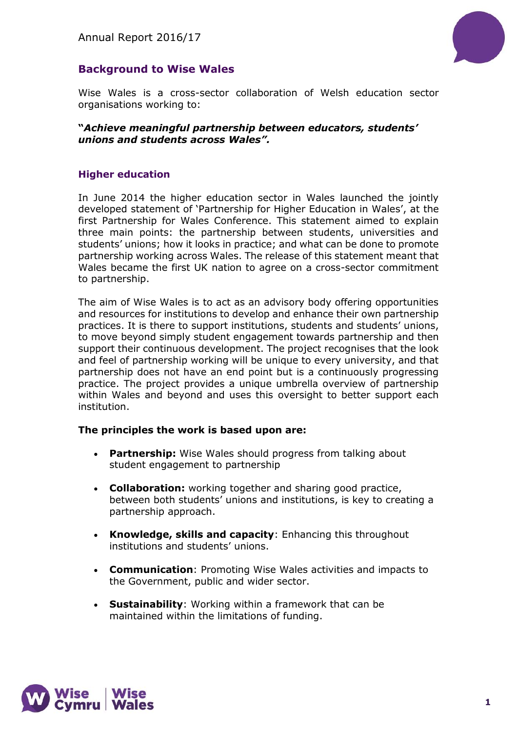## Background to Wise Wales

Wise Wales is a cross-sector collaboration of Welsh education sector organisations working to:

***"Achieve meaningful partnership between educators, students' unions and students across Wales".***

### Higher education

In June 2014 the higher education sector in Wales launched the jointly developed statement of 'Partnership for Higher Education in Wales', at the first Partnership for Wales Conference. This statement aimed to explain three main points: the partnership between students, universities and students' unions; how it looks in practice; and what can be done to promote partnership working across Wales. The release of this statement meant that Wales became the first UK nation to agree on a cross-sector commitment to partnership.

The aim of Wise Wales is to act as an advisory body offering opportunities and resources for institutions to develop and enhance their own partnership practices. It is there to support institutions, students and students' unions, to move beyond simply student engagement towards partnership and then support their continuous development. The project recognises that the look and feel of partnership working will be unique to every university, and that partnership does not have an end point but is a continuously progressing practice. The project provides a unique umbrella overview of partnership within Wales and beyond and uses this oversight to better support each institution.

**The principles the work is based upon are:**

- **Partnership:** Wise Wales should progress from talking about student engagement to partnership
- **Collaboration:** working together and sharing good practice, between both students' unions and institutions, is key to creating a partnership approach.
- **Knowledge, skills and capacity**: Enhancing this throughout institutions and students' unions.
- **Communication**: Promoting Wise Wales activities and impacts to the Government, public and wider sector.
- **Sustainability**: Working within a framework that can be maintained within the limitations of funding.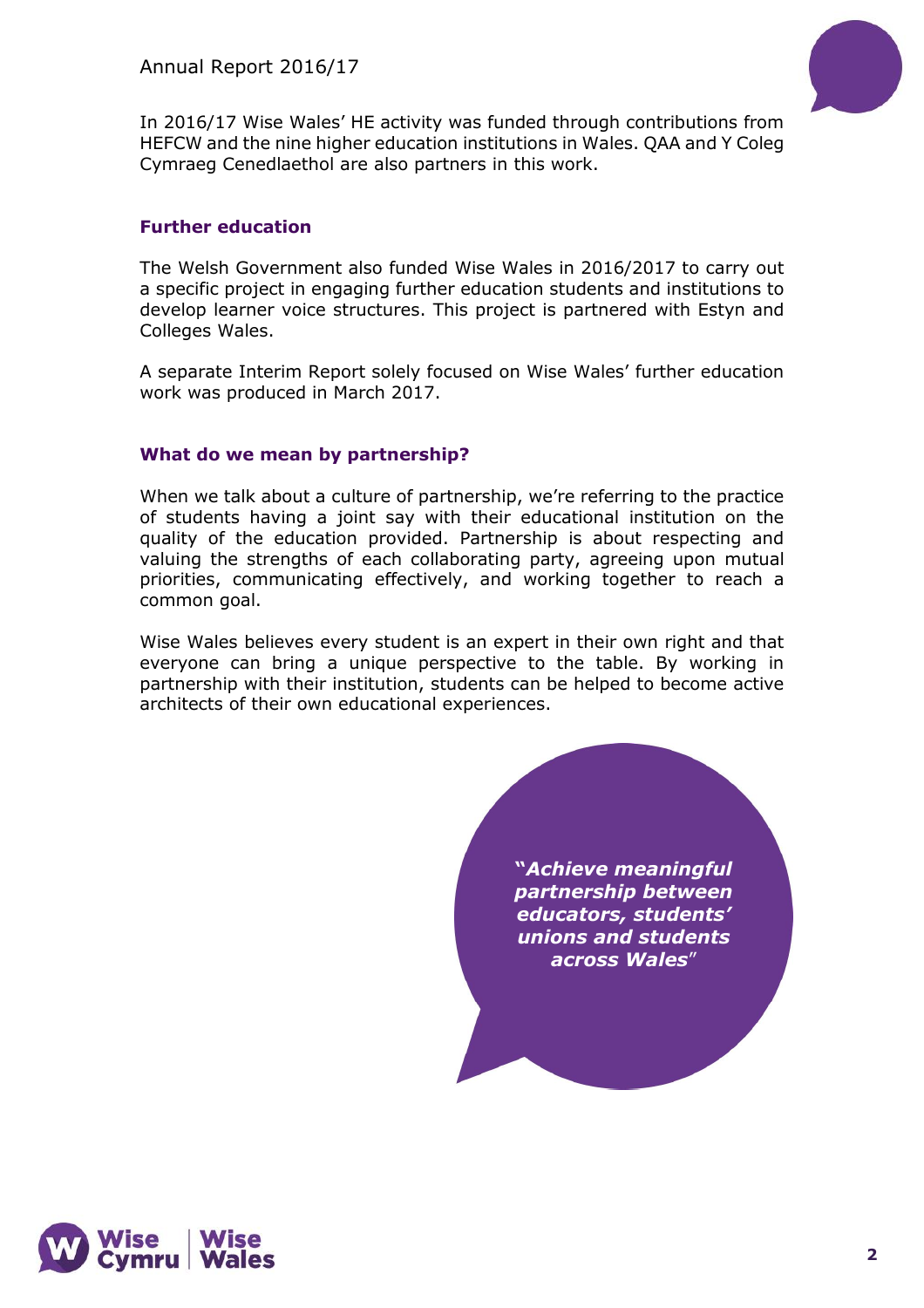In 2016/17 Wise Wales' HE activity was funded through contributions from HEFCW and the nine higher education institutions in Wales. QAA and Y Coleg Cymraeg Cenedlaethol are also partners in this work.

### Further education

The Welsh Government also funded Wise Wales in 2016/2017 to carry out a specific project in engaging further education students and institutions to develop learner voice structures. This project is partnered with Estyn and Colleges Wales.

A separate Interim Report solely focused on Wise Wales' further education work was produced in March 2017.

### What do we mean by partnership?

When we talk about a culture of partnership, we're referring to the practice of students having a joint say with their educational institution on the quality of the education provided. Partnership is about respecting and valuing the strengths of each collaborating party, agreeing upon mutual priorities, communicating effectively, and working together to reach a common goal.

Wise Wales believes every student is an expert in their own right and that everyone can bring a unique perspective to the table. By working in partnership with their institution, students can be helped to become active architects of their own educational experiences.

***"Achieve meaningful partnership between educators, students' unions and students across Wales"***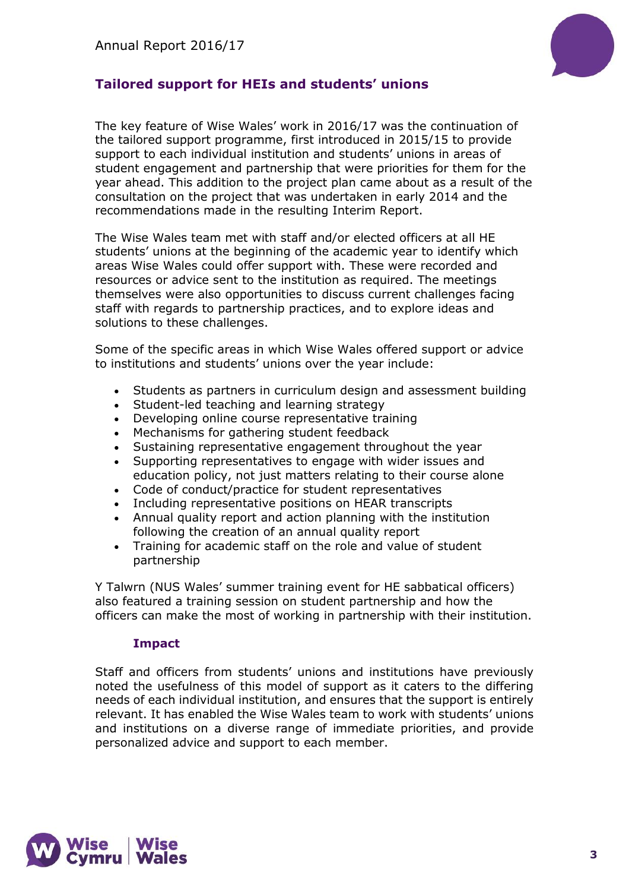## Tailored support for HEIs and students' unions

The key feature of Wise Wales' work in 2016/17 was the continuation of the tailored support programme, first introduced in 2015/15 to provide support to each individual institution and students' unions in areas of student engagement and partnership that were priorities for them for the year ahead. This addition to the project plan came about as a result of the consultation on the project that was undertaken in early 2014 and the recommendations made in the resulting Interim Report.

The Wise Wales team met with staff and/or elected officers at all HE students' unions at the beginning of the academic year to identify which areas Wise Wales could offer support with. These were recorded and resources or advice sent to the institution as required. The meetings themselves were also opportunities to discuss current challenges facing staff with regards to partnership practices, and to explore ideas and solutions to these challenges.

Some of the specific areas in which Wise Wales offered support or advice to institutions and students' unions over the year include:

- Students as partners in curriculum design and assessment building
- Student-led teaching and learning strategy
- Developing online course representative training
- Mechanisms for gathering student feedback
- Sustaining representative engagement throughout the year
- Supporting representatives to engage with wider issues and education policy, not just matters relating to their course alone
- Code of conduct/practice for student representatives
- Including representative positions on HEAR transcripts
- Annual quality report and action planning with the institution following the creation of an annual quality report
- Training for academic staff on the role and value of student partnership

Y Talwrn (NUS Wales' summer training event for HE sabbatical officers) also featured a training session on student partnership and how the officers can make the most of working in partnership with their institution.

### Impact

Staff and officers from students' unions and institutions have previously noted the usefulness of this model of support as it caters to the differing needs of each individual institution, and ensures that the support is entirely relevant. It has enabled the Wise Wales team to work with students' unions and institutions on a diverse range of immediate priorities, and provide personalized advice and support to each member.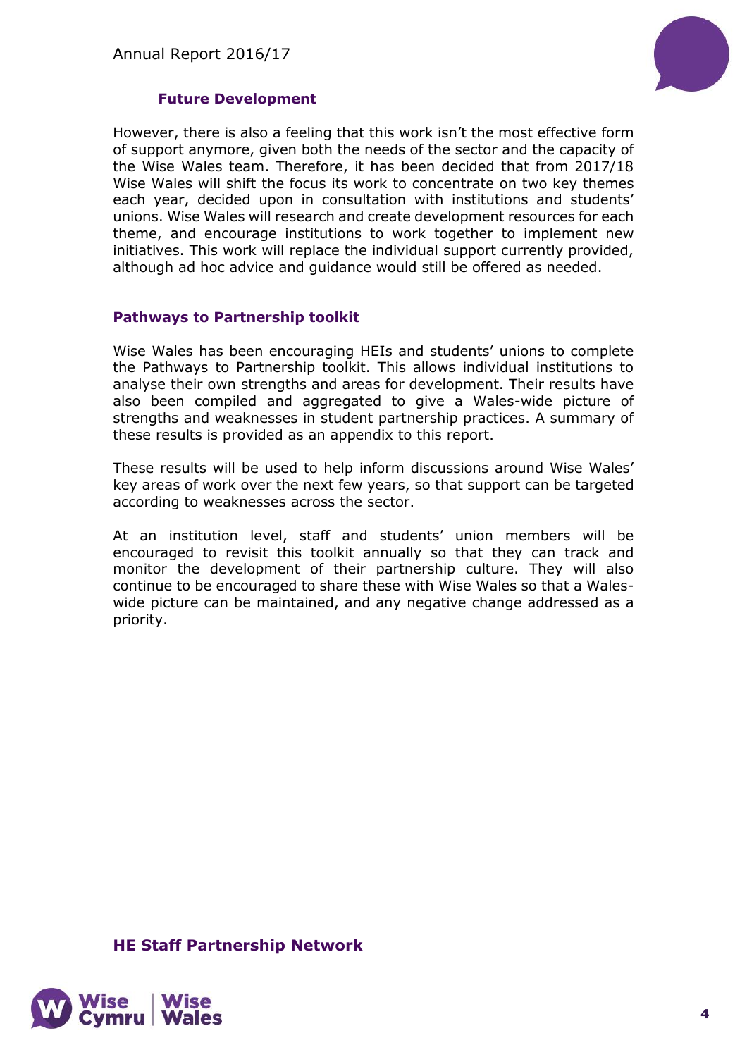### Future Development

However, there is also a feeling that this work isn't the most effective form of support anymore, given both the needs of the sector and the capacity of the Wise Wales team. Therefore, it has been decided that from 2017/18 Wise Wales will shift the focus its work to concentrate on two key themes each year, decided upon in consultation with institutions and students' unions. Wise Wales will research and create development resources for each theme, and encourage institutions to work together to implement new initiatives. This work will replace the individual support currently provided, although ad hoc advice and guidance would still be offered as needed.

### Pathways to Partnership toolkit

Wise Wales has been encouraging HEIs and students' unions to complete the Pathways to Partnership toolkit. This allows individual institutions to analyse their own strengths and areas for development. Their results have also been compiled and aggregated to give a Wales-wide picture of strengths and weaknesses in student partnership practices. A summary of these results is provided as an appendix to this report.

These results will be used to help inform discussions around Wise Wales' key areas of work over the next few years, so that support can be targeted according to weaknesses across the sector.

At an institution level, staff and students' union members will be encouraged to revisit this toolkit annually so that they can track and monitor the development of their partnership culture. They will also continue to be encouraged to share these with Wise Wales so that a Wales-wide picture can be maintained, and any negative change addressed as a priority.

## HE Staff Partnership Network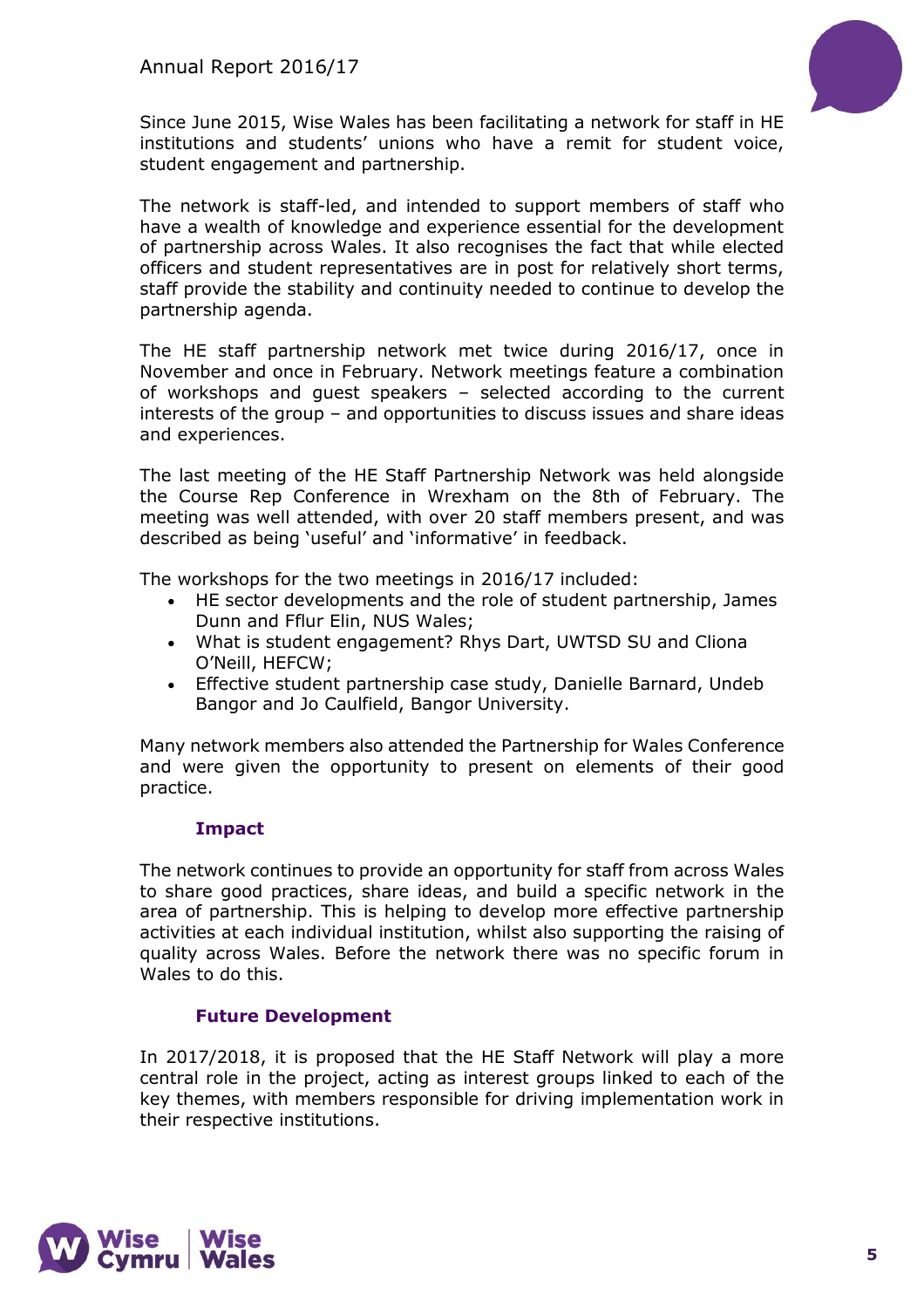Since June 2015, Wise Wales has been facilitating a network for staff in HE institutions and students' unions who have a remit for student voice, student engagement and partnership.

The network is staff-led, and intended to support members of staff who have a wealth of knowledge and experience essential for the development of partnership across Wales. It also recognises the fact that while elected officers and student representatives are in post for relatively short terms, staff provide the stability and continuity needed to continue to develop the partnership agenda.

The HE staff partnership network met twice during 2016/17, once in November and once in February. Network meetings feature a combination of workshops and guest speakers – selected according to the current interests of the group – and opportunities to discuss issues and share ideas and experiences.

The last meeting of the HE Staff Partnership Network was held alongside the Course Rep Conference in Wrexham on the 8th of February. The meeting was well attended, with over 20 staff members present, and was described as being 'useful' and 'informative' in feedback.

The workshops for the two meetings in 2016/17 included:

- HE sector developments and the role of student partnership, James Dunn and Fflur Elin, NUS Wales;
- What is student engagement? Rhys Dart, UWTSD SU and Cliona O'Neill, HEFCW;
- Effective student partnership case study, Danielle Barnard, Undeb Bangor and Jo Caulfield, Bangor University.

Many network members also attended the Partnership for Wales Conference and were given the opportunity to present on elements of their good practice.

### Impact

The network continues to provide an opportunity for staff from across Wales to share good practices, share ideas, and build a specific network in the area of partnership. This is helping to develop more effective partnership activities at each individual institution, whilst also supporting the raising of quality across Wales. Before the network there was no specific forum in Wales to do this.

### Future Development

In 2017/2018, it is proposed that the HE Staff Network will play a more central role in the project, acting as interest groups linked to each of the key themes, with members responsible for driving implementation work in their respective institutions.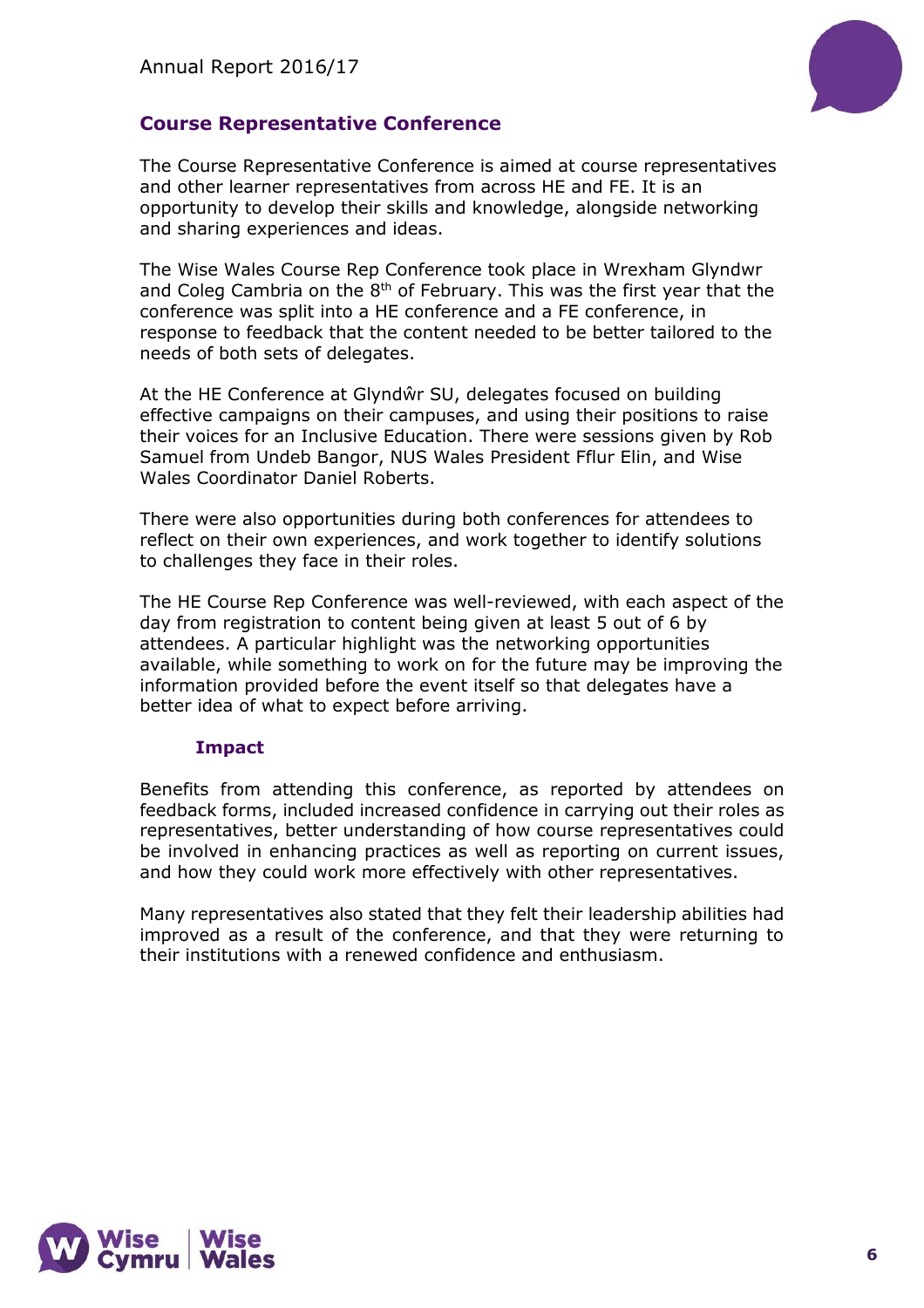## Course Representative Conference

The Course Representative Conference is aimed at course representatives and other learner representatives from across HE and FE. It is an opportunity to develop their skills and knowledge, alongside networking and sharing experiences and ideas.

The Wise Wales Course Rep Conference took place in Wrexham Glyndwr and Coleg Cambria on the 8th of February. This was the first year that the conference was split into a HE conference and a FE conference, in response to feedback that the content needed to be better tailored to the needs of both sets of delegates.

At the HE Conference at Glyndŵr SU, delegates focused on building effective campaigns on their campuses, and using their positions to raise their voices for an Inclusive Education. There were sessions given by Rob Samuel from Undeb Bangor, NUS Wales President Fflur Elin, and Wise Wales Coordinator Daniel Roberts.

There were also opportunities during both conferences for attendees to reflect on their own experiences, and work together to identify solutions to challenges they face in their roles.

The HE Course Rep Conference was well-reviewed, with each aspect of the day from registration to content being given at least 5 out of 6 by attendees. A particular highlight was the networking opportunities available, while something to work on for the future may be improving the information provided before the event itself so that delegates have a better idea of what to expect before arriving.

### Impact

Benefits from attending this conference, as reported by attendees on feedback forms, included increased confidence in carrying out their roles as representatives, better understanding of how course representatives could be involved in enhancing practices as well as reporting on current issues, and how they could work more effectively with other representatives.

Many representatives also stated that they felt their leadership abilities had improved as a result of the conference, and that they were returning to their institutions with a renewed confidence and enthusiasm.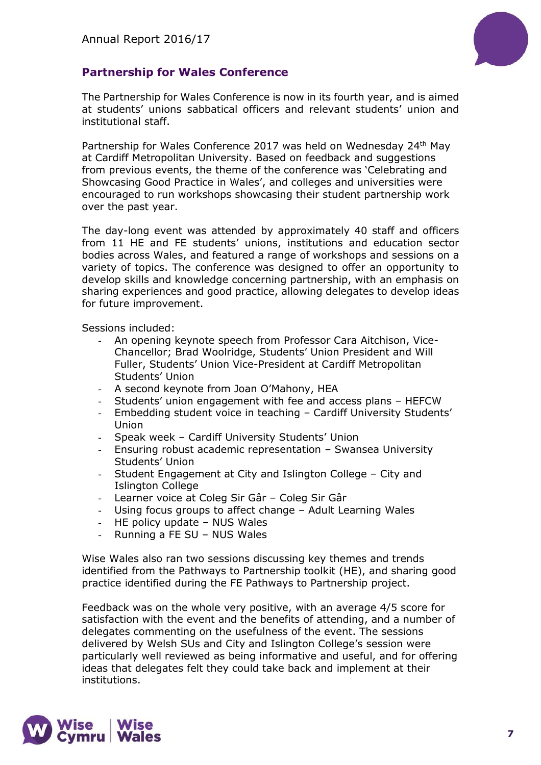## Partnership for Wales Conference

The Partnership for Wales Conference is now in its fourth year, and is aimed at students' unions sabbatical officers and relevant students' union and institutional staff.

Partnership for Wales Conference 2017 was held on Wednesday 24th May at Cardiff Metropolitan University. Based on feedback and suggestions from previous events, the theme of the conference was 'Celebrating and Showcasing Good Practice in Wales', and colleges and universities were encouraged to run workshops showcasing their student partnership work over the past year.

The day-long event was attended by approximately 40 staff and officers from 11 HE and FE students' unions, institutions and education sector bodies across Wales, and featured a range of workshops and sessions on a variety of topics. The conference was designed to offer an opportunity to develop skills and knowledge concerning partnership, with an emphasis on sharing experiences and good practice, allowing delegates to develop ideas for future improvement.

Sessions included:

- An opening keynote speech from Professor Cara Aitchison, Vice-Chancellor; Brad Woolridge, Students' Union President and Will Fuller, Students' Union Vice-President at Cardiff Metropolitan Students' Union
- A second keynote from Joan O'Mahony, HEA
- Students' union engagement with fee and access plans – HEFCW
- Embedding student voice in teaching – Cardiff University Students' Union
- Speak week – Cardiff University Students' Union
- Ensuring robust academic representation – Swansea University Students' Union
- Student Engagement at City and Islington College – City and Islington College
- Learner voice at Coleg Sir Gâr – Coleg Sir Gâr
- Using focus groups to affect change – Adult Learning Wales
- HE policy update – NUS Wales
- Running a FE SU – NUS Wales

Wise Wales also ran two sessions discussing key themes and trends identified from the Pathways to Partnership toolkit (HE), and sharing good practice identified during the FE Pathways to Partnership project.

Feedback was on the whole very positive, with an average 4/5 score for satisfaction with the event and the benefits of attending, and a number of delegates commenting on the usefulness of the event. The sessions delivered by Welsh SUs and City and Islington College's session were particularly well reviewed as being informative and useful, and for offering ideas that delegates felt they could take back and implement at their institutions.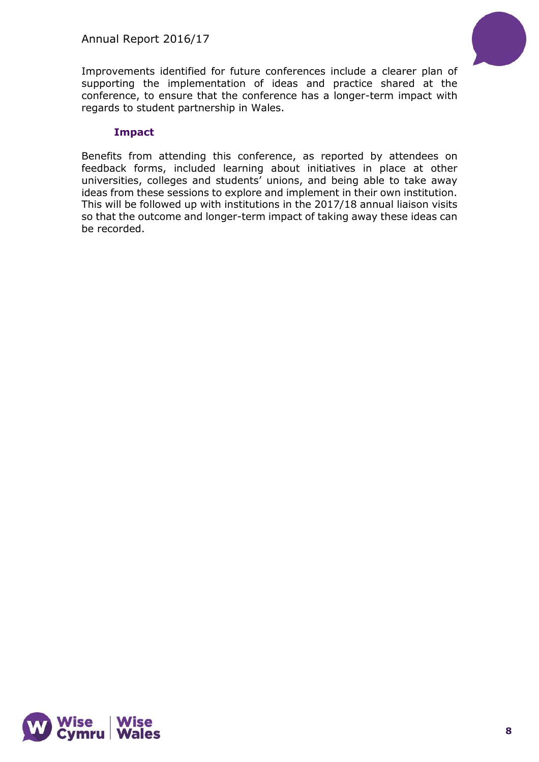Improvements identified for future conferences include a clearer plan of supporting the implementation of ideas and practice shared at the conference, to ensure that the conference has a longer-term impact with regards to student partnership in Wales.

### Impact

Benefits from attending this conference, as reported by attendees on feedback forms, included learning about initiatives in place at other universities, colleges and students' unions, and being able to take away ideas from these sessions to explore and implement in their own institution. This will be followed up with institutions in the 2017/18 annual liaison visits so that the outcome and longer-term impact of taking away these ideas can be recorded.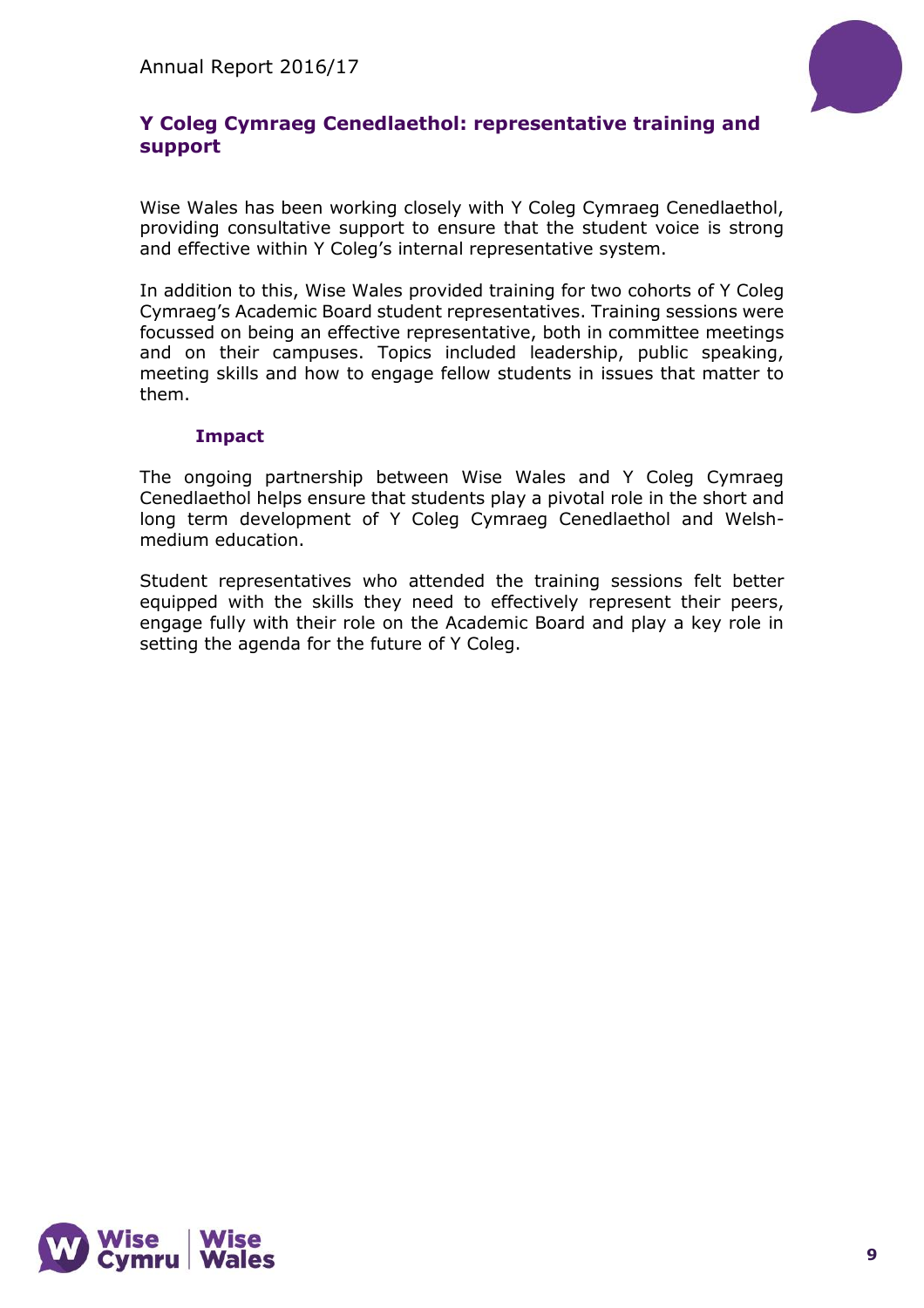## Y Coleg Cymraeg Cenedlaethol: representative training and support

Wise Wales has been working closely with Y Coleg Cymraeg Cenedlaethol, providing consultative support to ensure that the student voice is strong and effective within Y Coleg's internal representative system.

In addition to this, Wise Wales provided training for two cohorts of Y Coleg Cymraeg's Academic Board student representatives. Training sessions were focussed on being an effective representative, both in committee meetings and on their campuses. Topics included leadership, public speaking, meeting skills and how to engage fellow students in issues that matter to them.

### Impact

The ongoing partnership between Wise Wales and Y Coleg Cymraeg Cenedlaethol helps ensure that students play a pivotal role in the short and long term development of Y Coleg Cymraeg Cenedlaethol and Welsh-medium education.

Student representatives who attended the training sessions felt better equipped with the skills they need to effectively represent their peers, engage fully with their role on the Academic Board and play a key role in setting the agenda for the future of Y Coleg.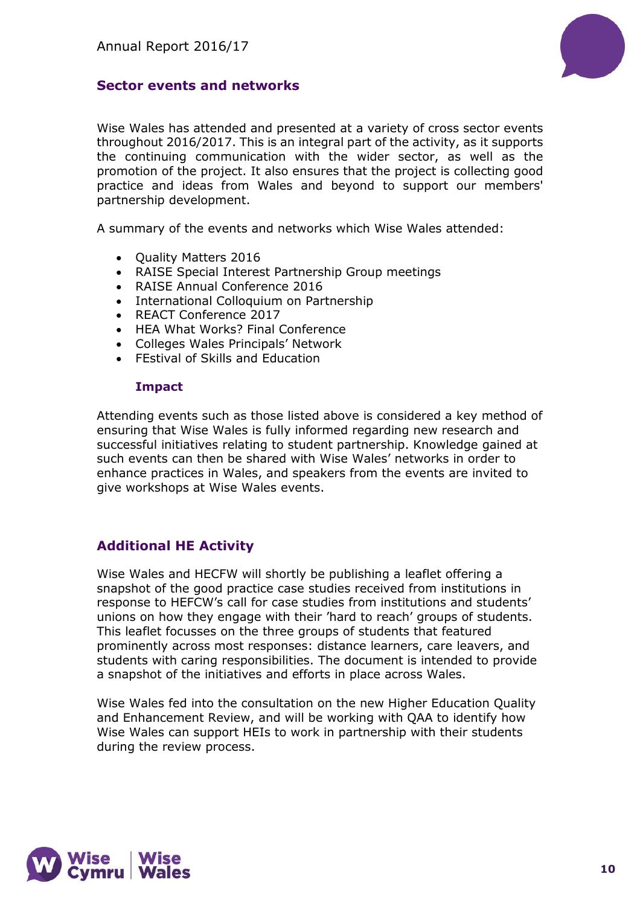## Sector events and networks

Wise Wales has attended and presented at a variety of cross sector events throughout 2016/2017. This is an integral part of the activity, as it supports the continuing communication with the wider sector, as well as the promotion of the project. It also ensures that the project is collecting good practice and ideas from Wales and beyond to support our members' partnership development.

A summary of the events and networks which Wise Wales attended:

- Quality Matters 2016
- RAISE Special Interest Partnership Group meetings
- RAISE Annual Conference 2016
- International Colloquium on Partnership
- REACT Conference 2017
- HEA What Works? Final Conference
- Colleges Wales Principals' Network
- FEstival of Skills and Education

### Impact

Attending events such as those listed above is considered a key method of ensuring that Wise Wales is fully informed regarding new research and successful initiatives relating to student partnership. Knowledge gained at such events can then be shared with Wise Wales' networks in order to enhance practices in Wales, and speakers from the events are invited to give workshops at Wise Wales events.

## Additional HE Activity

Wise Wales and HECFW will shortly be publishing a leaflet offering a snapshot of the good practice case studies received from institutions in response to HEFCW's call for case studies from institutions and students' unions on how they engage with their 'hard to reach' groups of students. This leaflet focusses on the three groups of students that featured prominently across most responses: distance learners, care leavers, and students with caring responsibilities. The document is intended to provide a snapshot of the initiatives and efforts in place across Wales.

Wise Wales fed into the consultation on the new Higher Education Quality and Enhancement Review, and will be working with QAA to identify how Wise Wales can support HEIs to work in partnership with their students during the review process.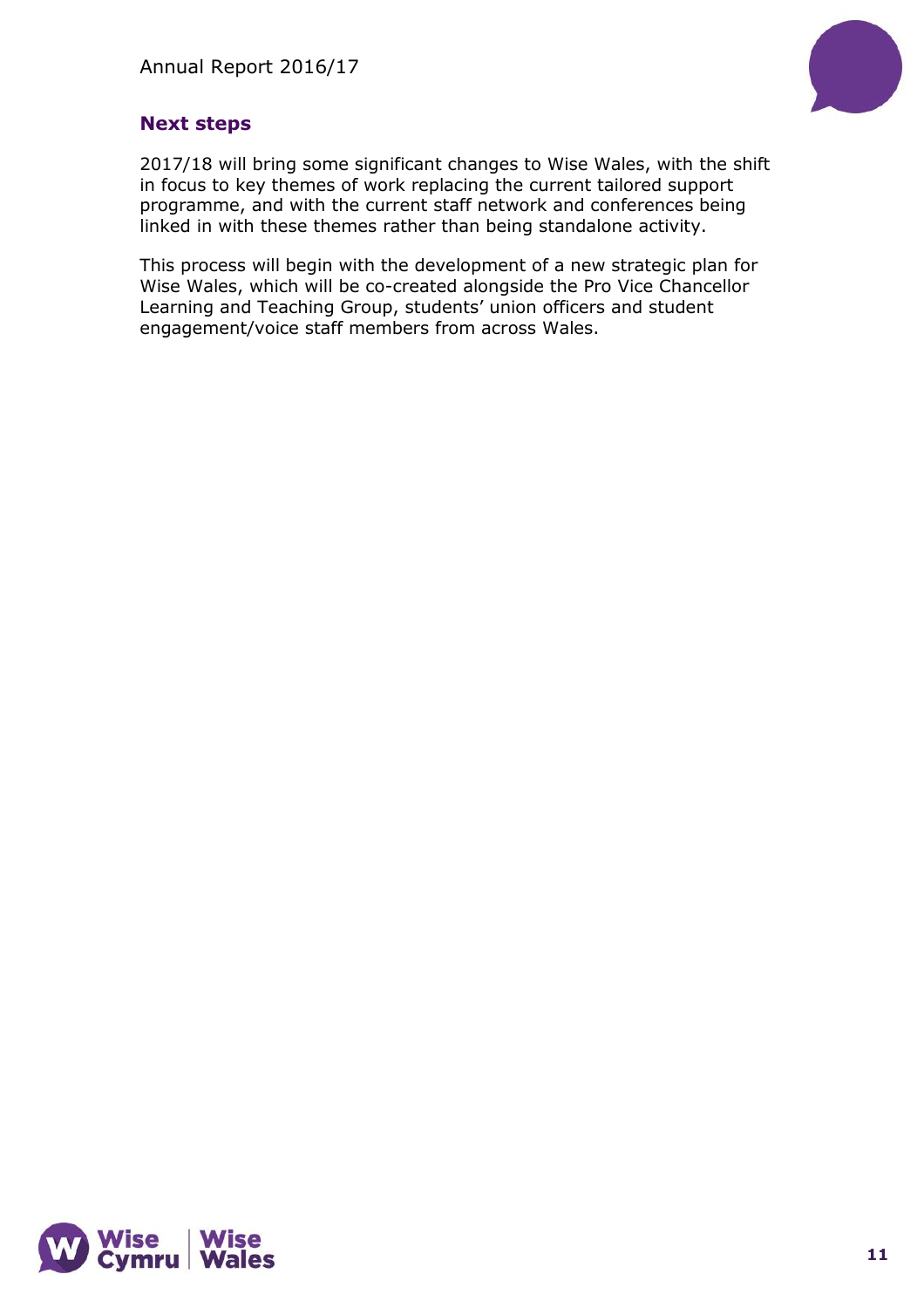## Next steps

2017/18 will bring some significant changes to Wise Wales, with the shift in focus to key themes of work replacing the current tailored support programme, and with the current staff network and conferences being linked in with these themes rather than being standalone activity.

This process will begin with the development of a new strategic plan for Wise Wales, which will be co-created alongside the Pro Vice Chancellor Learning and Teaching Group, students' union officers and student engagement/voice staff members from across Wales.